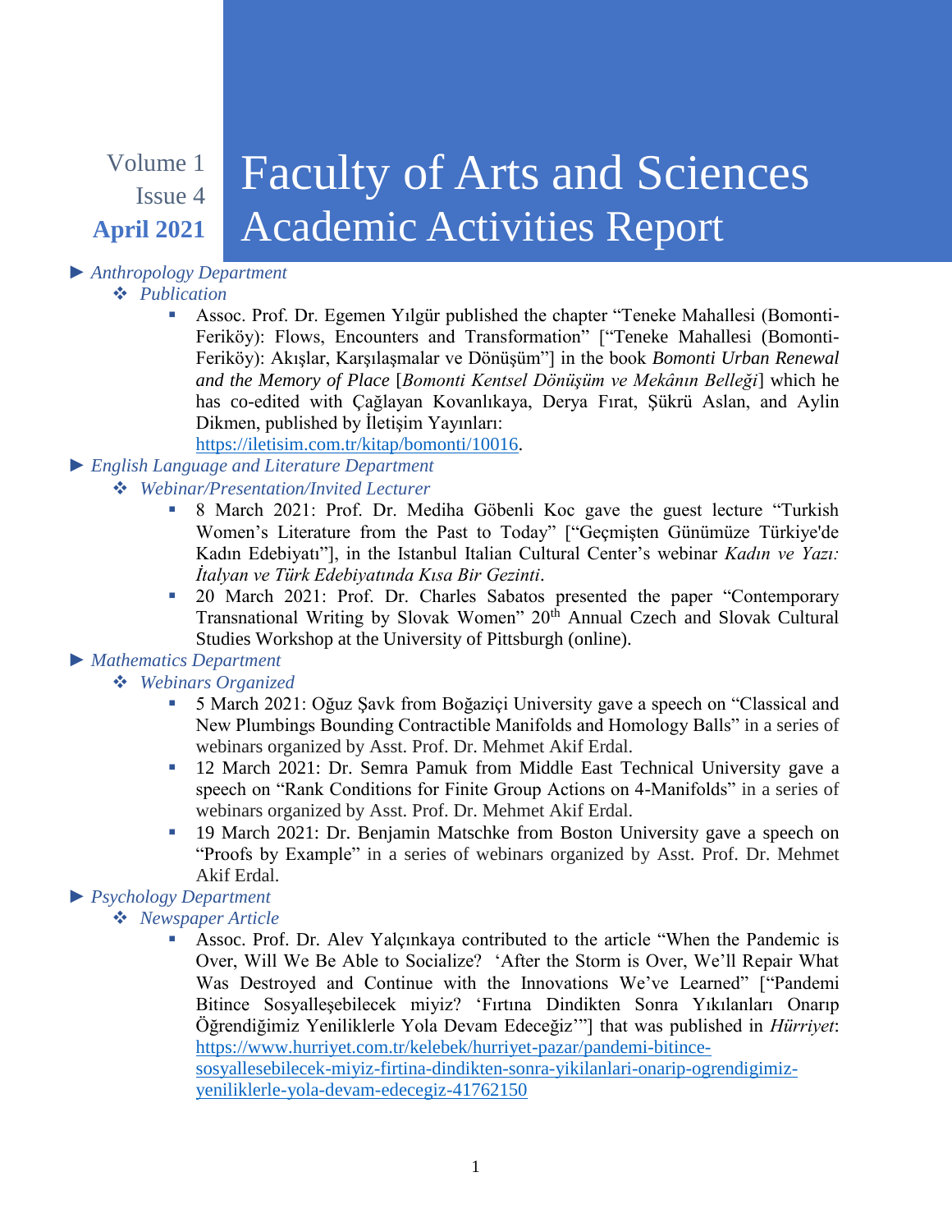Volume 1
Issue 4
**April 2021**

# Faculty of Arts and Sciences Academic Activities Report

- ► *Anthropology Department*
  - ❖ *Publication*
    - Assoc. Prof. Dr. Egemen Yılgür published the chapter "Teneke Mahallesi (Bomonti-Feriköy): Flows, Encounters and Transformation" ["Teneke Mahallesi (Bomonti-Feriköy): Akışlar, Karşılaşmalar ve Dönüşüm"] in the book *Bomonti Urban Renewal and the Memory of Place* [*Bomonti Kentsel Dönüşüm ve Mekânın Belleği*] which he has co-edited with Çağlayan Kovanlıkaya, Derya Fırat, Şükrü Aslan, and Aylin Dikmen, published by İletişim Yayınları: https://iletisim.com.tr/kitap/bomonti/10016.
- ► *English Language and Literature Department*
  - ❖ *Webinar/Presentation/Invited Lecturer*
    - 8 March 2021: Prof. Dr. Mediha Göbenli Koc gave the guest lecture "Turkish Women's Literature from the Past to Today" ["Geçmişten Günümüze Türkiye'de Kadın Edebiyatı"], in the Istanbul Italian Cultural Center's webinar *Kadın ve Yazı: İtalyan ve Türk Edebiyatında Kısa Bir Gezinti*.
    - 20 March 2021: Prof. Dr. Charles Sabatos presented the paper "Contemporary Transnational Writing by Slovak Women" 20th Annual Czech and Slovak Cultural Studies Workshop at the University of Pittsburgh (online).
- ► *Mathematics Department*
  - ❖ *Webinars Organized*
    - 5 March 2021: Oğuz Şavk from Boğaziçi University gave a speech on "Classical and New Plumbings Bounding Contractible Manifolds and Homology Balls" in a series of webinars organized by Asst. Prof. Dr. Mehmet Akif Erdal.
    - 12 March 2021: Dr. Semra Pamuk from Middle East Technical University gave a speech on "Rank Conditions for Finite Group Actions on 4-Manifolds" in a series of webinars organized by Asst. Prof. Dr. Mehmet Akif Erdal.
    - 19 March 2021: Dr. Benjamin Matschke from Boston University gave a speech on "Proofs by Example" in a series of webinars organized by Asst. Prof. Dr. Mehmet Akif Erdal.
- ► *Psychology Department*
  - ❖ *Newspaper Article*
    - Assoc. Prof. Dr. Alev Yalçınkaya contributed to the article "When the Pandemic is Over, Will We Be Able to Socialize? 'After the Storm is Over, We'll Repair What Was Destroyed and Continue with the Innovations We've Learned" ["Pandemi Bitince Sosyalleşebilecek miyiz? 'Fırtına Dindikten Sonra Yıkılanları Onarıp Öğrendiğimiz Yeniliklerle Yola Devam Edeceğiz'"] that was published in *Hürriyet*: https://www.hurriyet.com.tr/kelebek/hurriyet-pazar/pandemi-bitince-sosyallesebilecek-miyiz-firtina-dindikten-sonra-yikilanlari-onarip-ogrendigimiz-yeniliklerle-yola-devam-edecegiz-41762150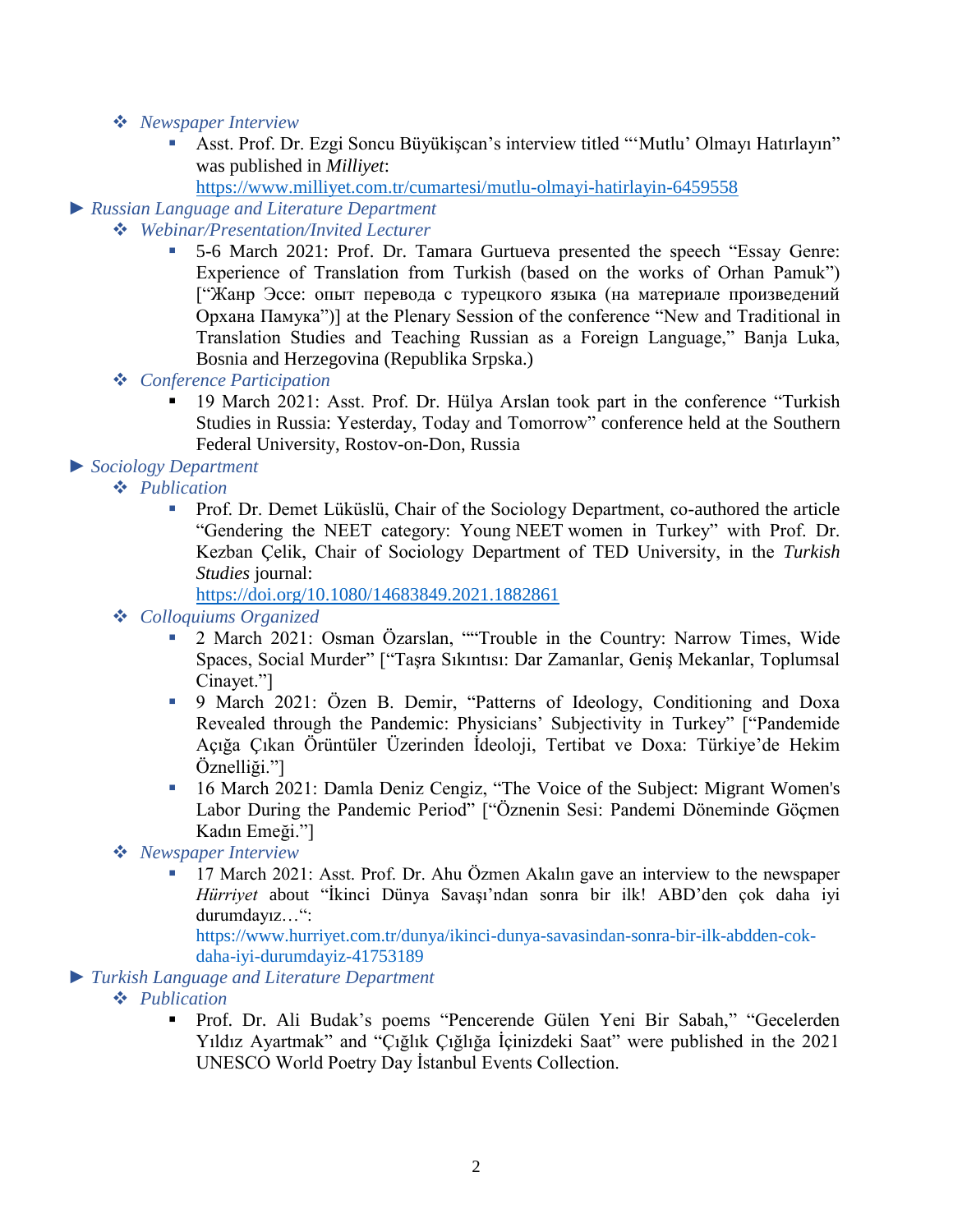- *Newspaper Interview*
  - Asst. Prof. Dr. Ezgi Soncu Büyükişcan's interview titled "'Mutlu' Olmayı Hatırlayın" was published in *Milliyet*: https://www.milliyet.com.tr/cumartesi/mutlu-olmayi-hatirlayin-6459558

► *Russian Language and Literature Department*

- *Webinar/Presentation/Invited Lecturer*
  - 5-6 March 2021: Prof. Dr. Tamara Gurtueva presented the speech "Essay Genre: Experience of Translation from Turkish (based on the works of Orhan Pamuk") ["Жанр Эссе: опыт перевода с турецкого языка (на материале произведений Орхана Памука")] at the Plenary Session of the conference "New and Traditional in Translation Studies and Teaching Russian as a Foreign Language," Banja Luka, Bosnia and Herzegovina (Republika Srpska.)
- *Conference Participation*
  - 19 March 2021: Asst. Prof. Dr. Hülya Arslan took part in the conference "Turkish Studies in Russia: Yesterday, Today and Tomorrow" conference held at the Southern Federal University, Rostov-on-Don, Russia

► *Sociology Department*

- *Publication*
  - Prof. Dr. Demet Lüküslü, Chair of the Sociology Department, co-authored the article "Gendering the NEET category: Young NEET women in Turkey" with Prof. Dr. Kezban Çelik, Chair of Sociology Department of TED University, in the *Turkish Studies* journal: https://doi.org/10.1080/14683849.2021.1882861
- *Colloquiums Organized*
  - 2 March 2021: Osman Özarslan, ""Trouble in the Country: Narrow Times, Wide Spaces, Social Murder" ["Taşra Sıkıntısı: Dar Zamanlar, Geniş Mekanlar, Toplumsal Cinayet."]
  - 9 March 2021: Özen B. Demir, "Patterns of Ideology, Conditioning and Doxa Revealed through the Pandemic: Physicians' Subjectivity in Turkey" ["Pandemide Açığa Çıkan Örüntüler Üzerinden İdeoloji, Tertibat ve Doxa: Türkiye'de Hekim Öznelliği."]
  - 16 March 2021: Damla Deniz Cengiz, "The Voice of the Subject: Migrant Women's Labor During the Pandemic Period" ["Öznenin Sesi: Pandemi Döneminde Göçmen Kadın Emeği."]
- *Newspaper Interview*
  - 17 March 2021: Asst. Prof. Dr. Ahu Özmen Akalın gave an interview to the newspaper *Hürriyet* about "İkinci Dünya Savaşı'ndan sonra bir ilk! ABD'den çok daha iyi durumdayız…": https://www.hurriyet.com.tr/dunya/ikinci-dunya-savasindan-sonra-bir-ilk-abdden-cok-daha-iyi-durumdayiz-41753189

► *Turkish Language and Literature Department*

- *Publication*
  - Prof. Dr. Ali Budak's poems "Pencerende Gülen Yeni Bir Sabah," "Gecelerden Yıldız Ayartmak" and "Çığlık Çığlığa İçinizdeki Saat" were published in the 2021 UNESCO World Poetry Day İstanbul Events Collection.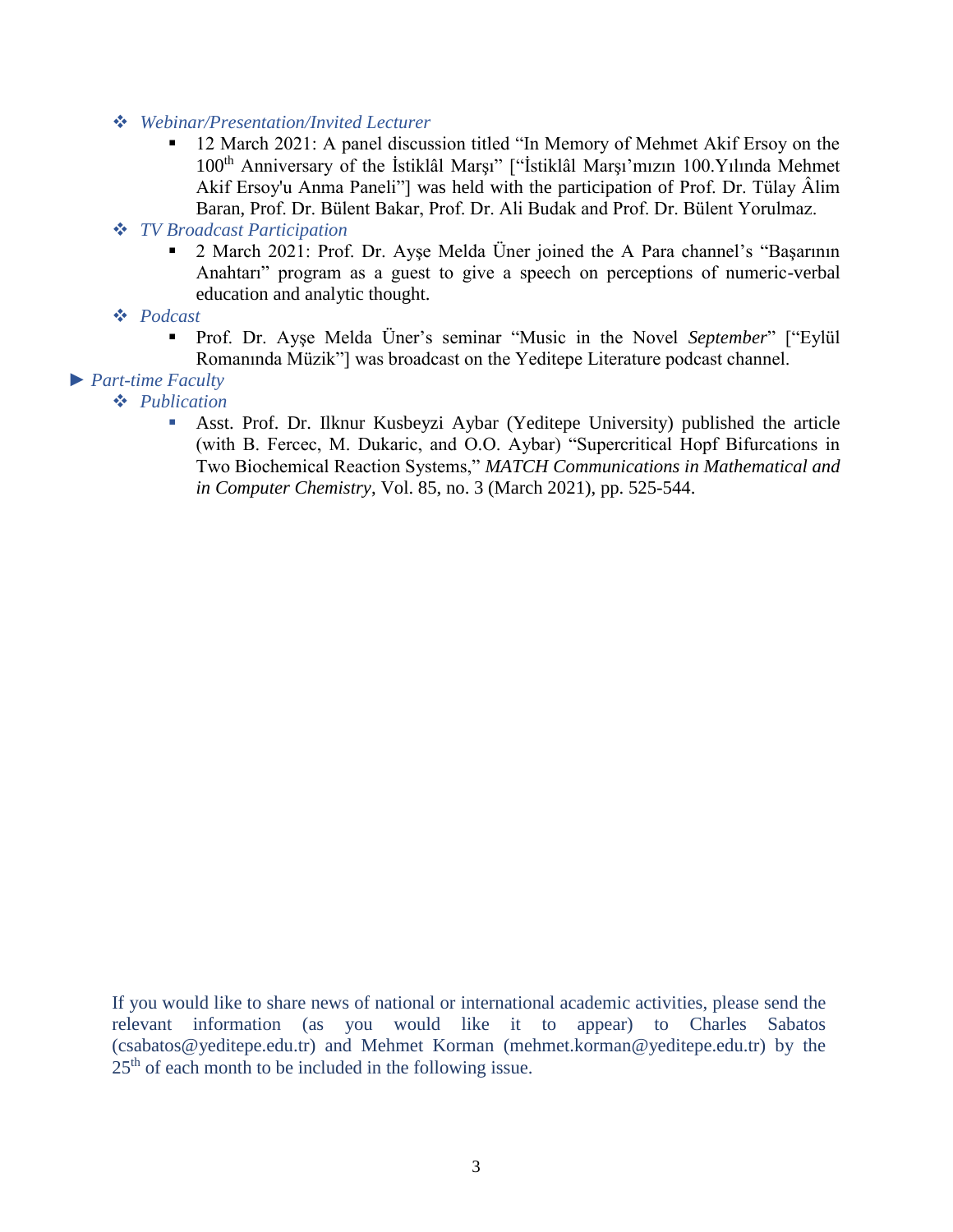- *Webinar/Presentation/Invited Lecturer*
  - 12 March 2021: A panel discussion titled "In Memory of Mehmet Akif Ersoy on the 100th Anniversary of the İstiklâl Marşı" ["İstiklâl Marşı'mızın 100.Yılında Mehmet Akif Ersoy'u Anma Paneli"] was held with the participation of Prof. Dr. Tülay Âlim Baran, Prof. Dr. Bülent Bakar, Prof. Dr. Ali Budak and Prof. Dr. Bülent Yorulmaz.
- *TV Broadcast Participation*
  - 2 March 2021: Prof. Dr. Ayşe Melda Üner joined the A Para channel's "Başarının Anahtarı" program as a guest to give a speech on perceptions of numeric-verbal education and analytic thought.
- *Podcast*
  - Prof. Dr. Ayşe Melda Üner's seminar "Music in the Novel *September*" ["Eylül Romanında Müzik"] was broadcast on the Yeditepe Literature podcast channel.

► *Part-time Faculty*

- *Publication*
  - Asst. Prof. Dr. Ilknur Kusbeyzi Aybar (Yeditepe University) published the article (with B. Fercec, M. Dukaric, and O.O. Aybar) "Supercritical Hopf Bifurcations in Two Biochemical Reaction Systems," *MATCH Communications in Mathematical and in Computer Chemistry*, Vol. 85, no. 3 (March 2021), pp. 525-544.

If you would like to share news of national or international academic activities, please send the relevant information (as you would like it to appear) to Charles Sabatos (csabatos@yeditepe.edu.tr) and Mehmet Korman (mehmet.korman@yeditepe.edu.tr) by the 25th of each month to be included in the following issue.